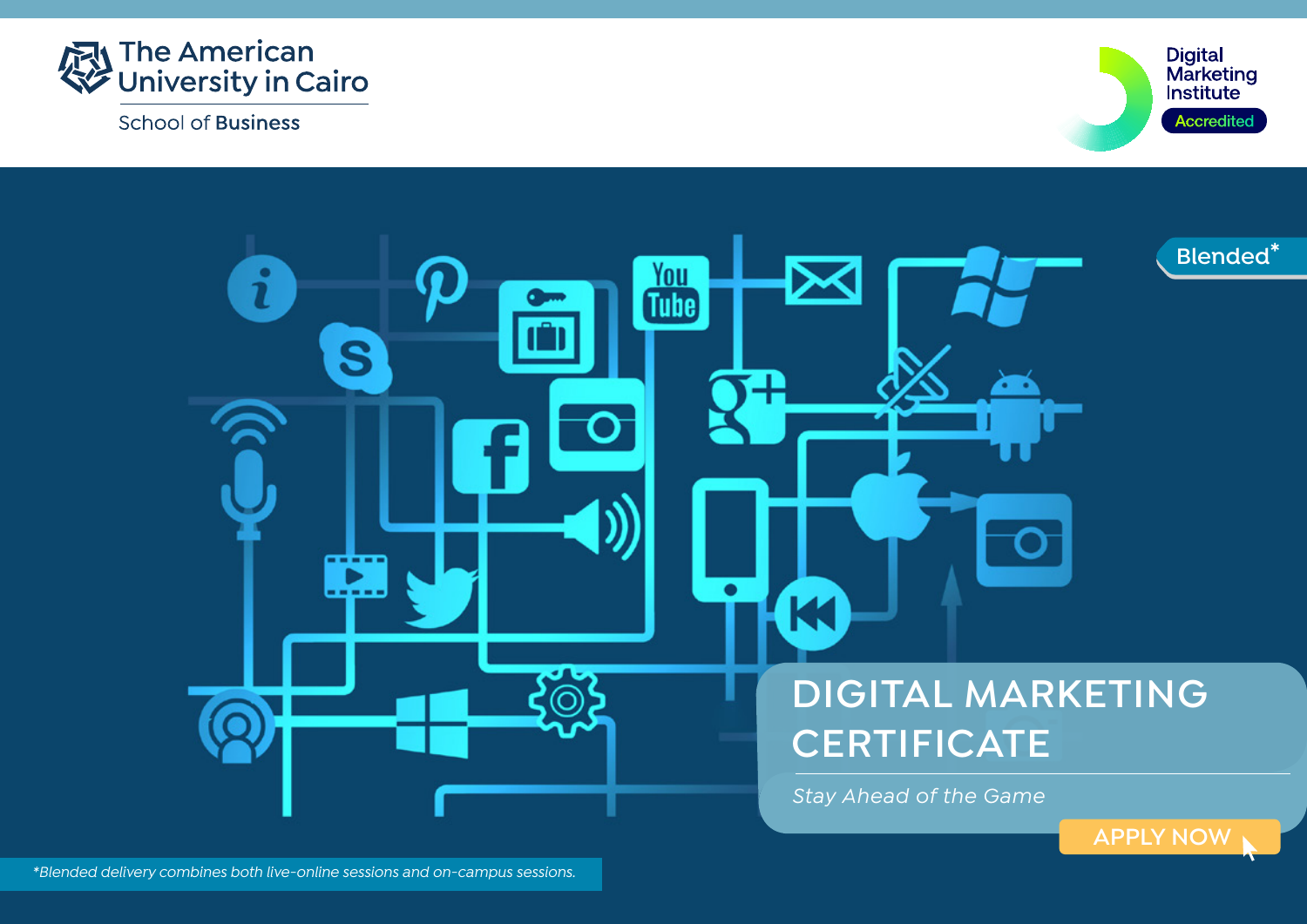The American University in Cairo

School of Business

Digital Marketing Institute Accredited

Blended*

# DIGITAL MARKETING CERTIFICATE

*Stay Ahead of the Game*

APPLY NOW

*\*Blended delivery combines both live-online sessions and on-campus sessions.*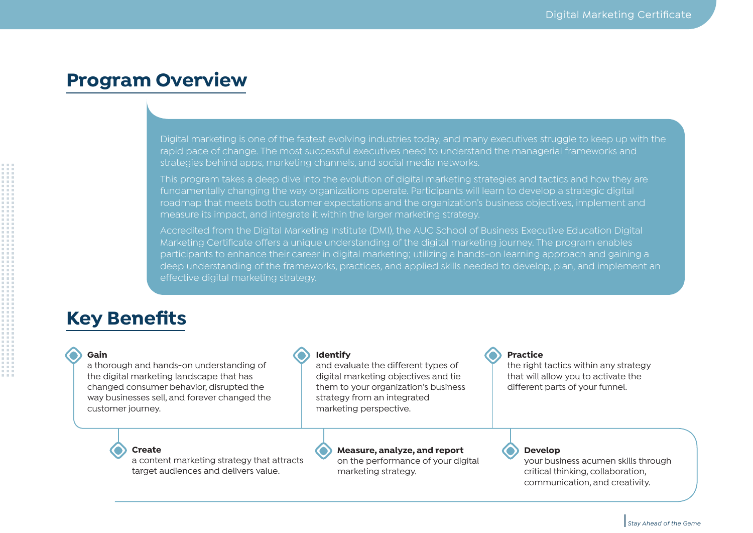## Program Overview

Digital marketing is one of the fastest evolving industries today, and many executives struggle to keep up with the rapid pace of change. The most successful executives need to understand the managerial frameworks and strategies behind apps, marketing channels, and social media networks.

This program takes a deep dive into the evolution of digital marketing strategies and tactics and how they are fundamentally changing the way organizations operate. Participants will learn to develop a strategic digital roadmap that meets both customer expectations and the organization's business objectives, implement and measure its impact, and integrate it within the larger marketing strategy.

Accredited from the Digital Marketing Institute (DMI), the AUC School of Business Executive Education Digital Marketing Certificate offers a unique understanding of the digital marketing journey. The program enables participants to enhance their career in digital marketing; utilizing a hands-on learning approach and gaining a deep understanding of the frameworks, practices, and applied skills needed to develop, plan, and implement an effective digital marketing strategy.

## Key Benefits

- **Gain** a thorough and hands-on understanding of the digital marketing landscape that has changed consumer behavior, disrupted the way businesses sell, and forever changed the customer journey.
- **Create** a content marketing strategy that attracts target audiences and delivers value.
- **Identify** and evaluate the different types of digital marketing objectives and tie them to your organization's business strategy from an integrated marketing perspective.
- **Measure, analyze, and report** on the performance of your digital marketing strategy.
- **Practice** the right tactics within any strategy that will allow you to activate the different parts of your funnel.
- **Develop** your business acumen skills through critical thinking, collaboration, communication, and creativity.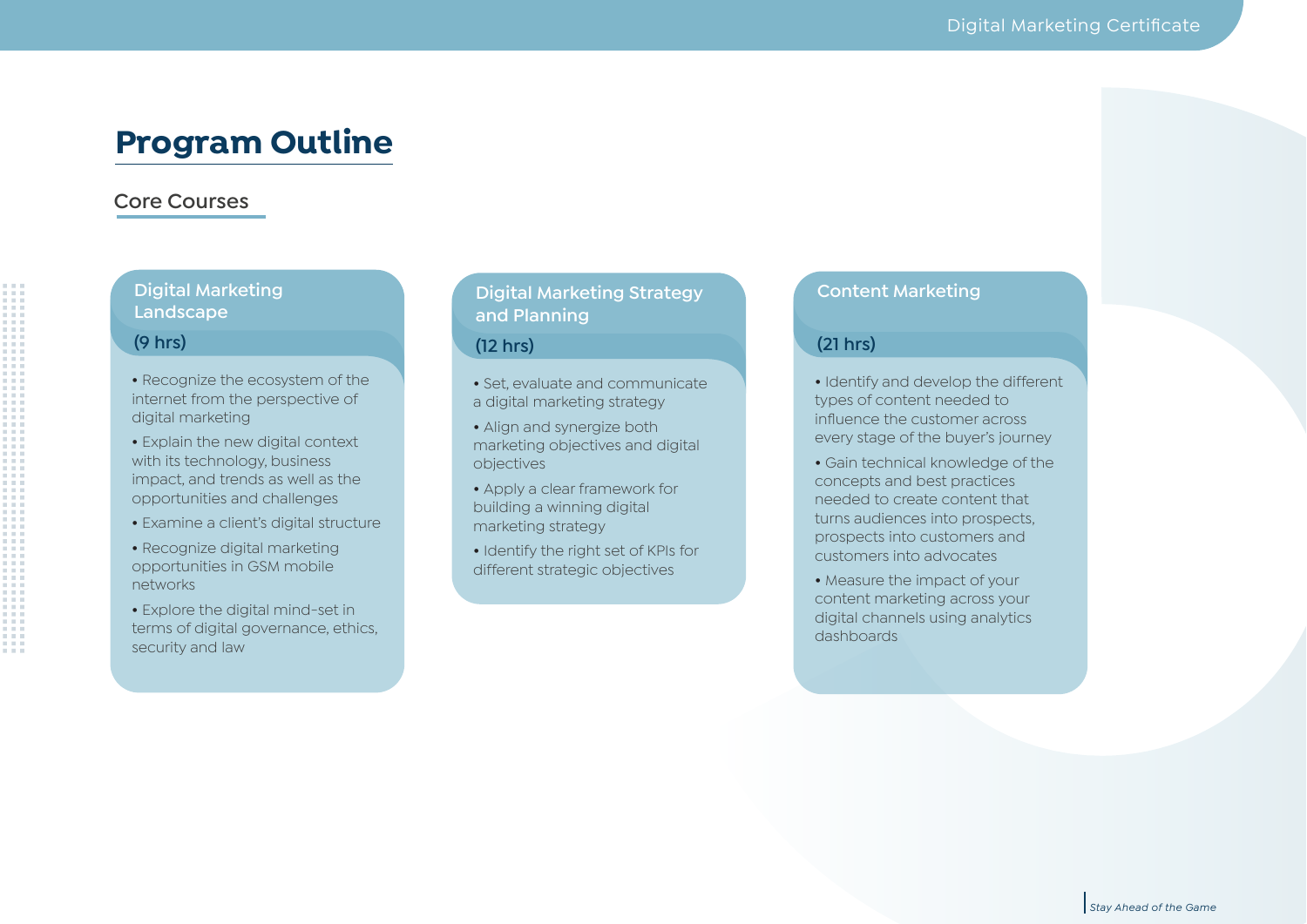# Program Outline

## Core Courses

### Digital Marketing Landscape

(9 hrs)

- Recognize the ecosystem of the internet from the perspective of digital marketing
- Explain the new digital context with its technology, business impact, and trends as well as the opportunities and challenges
- Examine a client's digital structure
- Recognize digital marketing opportunities in GSM mobile networks
- Explore the digital mind-set in terms of digital governance, ethics, security and law

### Digital Marketing Strategy and Planning

(12 hrs)

- Set, evaluate and communicate a digital marketing strategy
- Align and synergize both marketing objectives and digital objectives
- Apply a clear framework for building a winning digital marketing strategy
- Identify the right set of KPIs for different strategic objectives

### Content Marketing

(21 hrs)

- Identify and develop the different types of content needed to influence the customer across every stage of the buyer's journey
- Gain technical knowledge of the concepts and best practices needed to create content that turns audiences into prospects, prospects into customers and customers into advocates
- Measure the impact of your content marketing across your digital channels using analytics dashboards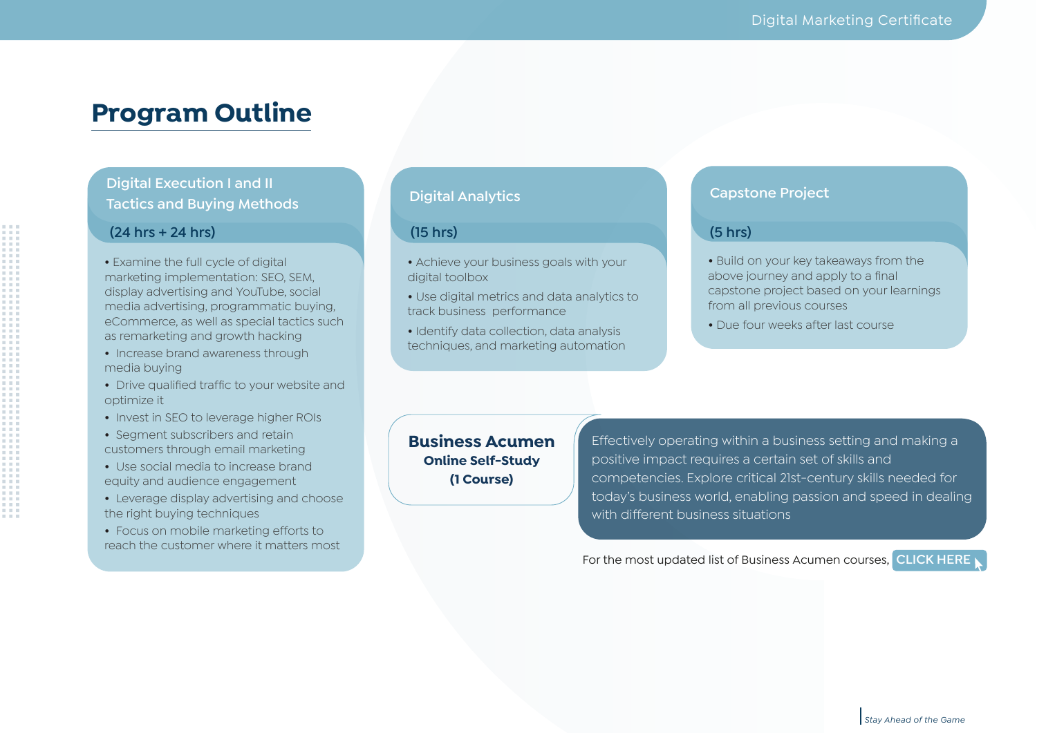# Program Outline

## Digital Execution I and II Tactics and Buying Methods

**(24 hrs + 24 hrs)**

- Examine the full cycle of digital marketing implementation: SEO, SEM, display advertising and YouTube, social media advertising, programmatic buying, eCommerce, as well as special tactics such as remarketing and growth hacking
- Increase brand awareness through media buying
- Drive qualified traffic to your website and optimize it
- Invest in SEO to leverage higher ROIs
- Segment subscribers and retain customers through email marketing
- Use social media to increase brand equity and audience engagement
- Leverage display advertising and choose the right buying techniques
- Focus on mobile marketing efforts to reach the customer where it matters most

## Digital Analytics

**(15 hrs)**

- Achieve your business goals with your digital toolbox
- Use digital metrics and data analytics to track business performance
- Identify data collection, data analysis techniques, and marketing automation

## Capstone Project

**(5 hrs)**

- Build on your key takeaways from the above journey and apply to a final capstone project based on your learnings from all previous courses
- Due four weeks after last course

## Business Acumen

**Online Self-Study**

**(1 Course)**

Effectively operating within a business setting and making a positive impact requires a certain set of skills and competencies. Explore critical 21st-century skills needed for today's business world, enabling passion and speed in dealing with different business situations

For the most updated list of Business Acumen courses, CLICK HERE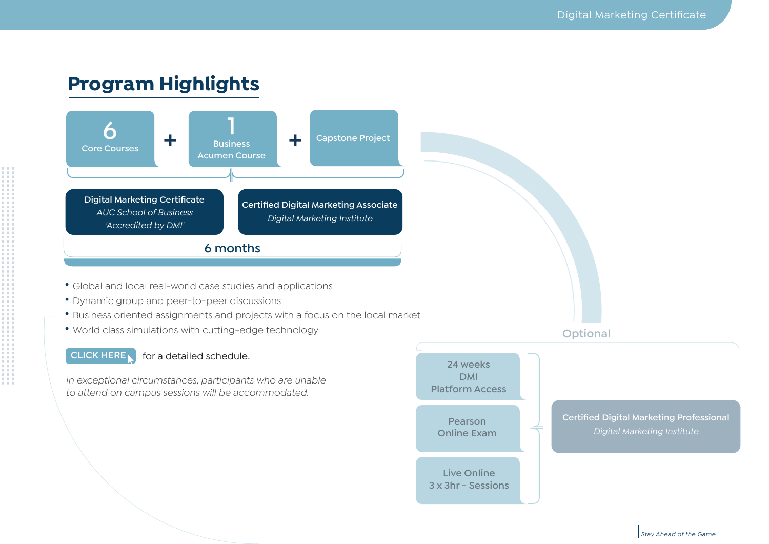## Program Highlights

**6** Core Courses + **1** Business Acumen Course + Capstone Project

**Digital Marketing Certificate**
*AUC School of Business*
*'Accredited by DMI'*

**Certified Digital Marketing Associate**
*Digital Marketing Institute*

6 months

- Global and local real-world case studies and applications
- Dynamic group and peer-to-peer discussions
- Business oriented assignments and projects with a focus on the local market
- World class simulations with cutting-edge technology

CLICK HERE for a detailed schedule.

*In exceptional circumstances, participants who are unable to attend on campus sessions will be accommodated.*

Optional

- 24 weeks DMI Platform Access
- Pearson Online Exam
- Live Online 3 x 3hr - Sessions

**Certified Digital Marketing Professional**
*Digital Marketing Institute*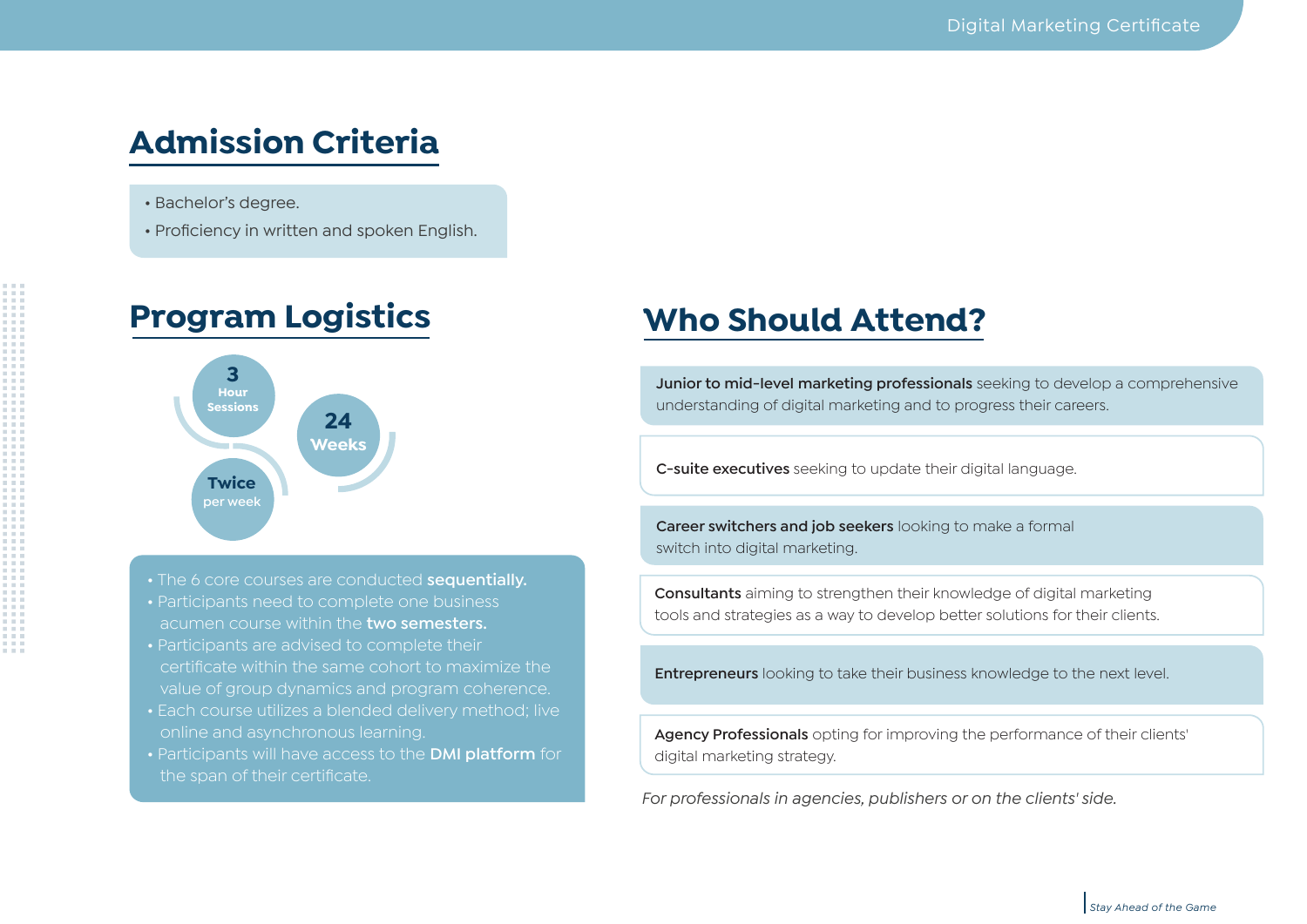## Admission Criteria

- Bachelor's degree.
- Proficiency in written and spoken English.

## Program Logistics

**3** Hour Sessions

**Twice** per week

**24** Weeks

- The 6 core courses are conducted **sequentially.**
- Participants need to complete one business acumen course within the **two semesters.**
- Participants are advised to complete their certificate within the same cohort to maximize the value of group dynamics and program coherence.
- Each course utilizes a blended delivery method; live online and asynchronous learning.
- Participants will have access to the **DMI platform** for the span of their certificate.

## Who Should Attend?

**Junior to mid-level marketing professionals** seeking to develop a comprehensive understanding of digital marketing and to progress their careers.

**C-suite executives** seeking to update their digital language.

**Career switchers and job seekers** looking to make a formal switch into digital marketing.

**Consultants** aiming to strengthen their knowledge of digital marketing tools and strategies as a way to develop better solutions for their clients.

**Entrepreneurs** looking to take their business knowledge to the next level.

**Agency Professionals** opting for improving the performance of their clients' digital marketing strategy.

*For professionals in agencies, publishers or on the clients' side.*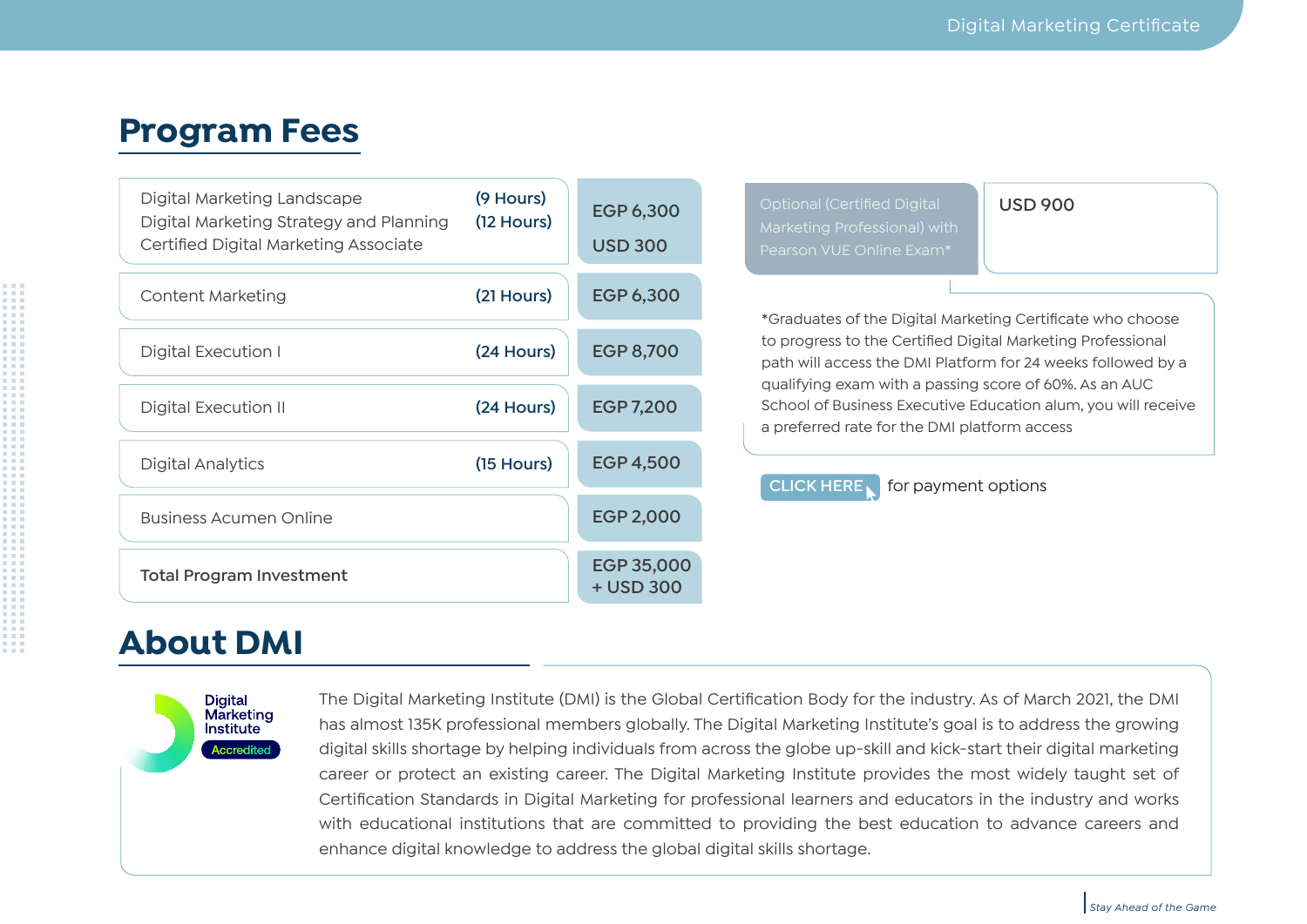## Program Fees

| Course | Hours | Fee |
|---|---|---|
| Digital Marketing Landscape<br>Digital Marketing Strategy and Planning<br>Certified Digital Marketing Associate | (9 Hours)<br>(12 Hours) | EGP 6,300<br>USD 300 |
| Content Marketing | (21 Hours) | EGP 6,300 |
| Digital Execution I | (24 Hours) | EGP 8,700 |
| Digital Execution II | (24 Hours) | EGP 7,200 |
| Digital Analytics | (15 Hours) | EGP 4,500 |
| Business Acumen Online | | EGP 2,000 |
| **Total Program Investment** | | EGP 35,000 + USD 300 |

| Optional (Certified Digital Marketing Professional) with Pearson VUE Online Exam* | USD 900 |
|---|---|

*Graduates of the Digital Marketing Certificate who choose to progress to the Certified Digital Marketing Professional path will access the DMI Platform for 24 weeks followed by a qualifying exam with a passing score of 60%. As an AUC School of Business Executive Education alum, you will receive a preferred rate for the DMI platform access

CLICK HERE for payment options

## About DMI

Digital Marketing Institute Accredited

The Digital Marketing Institute (DMI) is the Global Certification Body for the industry. As of March 2021, the DMI has almost 135K professional members globally. The Digital Marketing Institute's goal is to address the growing digital skills shortage by helping individuals from across the globe up-skill and kick-start their digital marketing career or protect an existing career. The Digital Marketing Institute provides the most widely taught set of Certification Standards in Digital Marketing for professional learners and educators in the industry and works with educational institutions that are committed to providing the best education to advance careers and enhance digital knowledge to address the global digital skills shortage.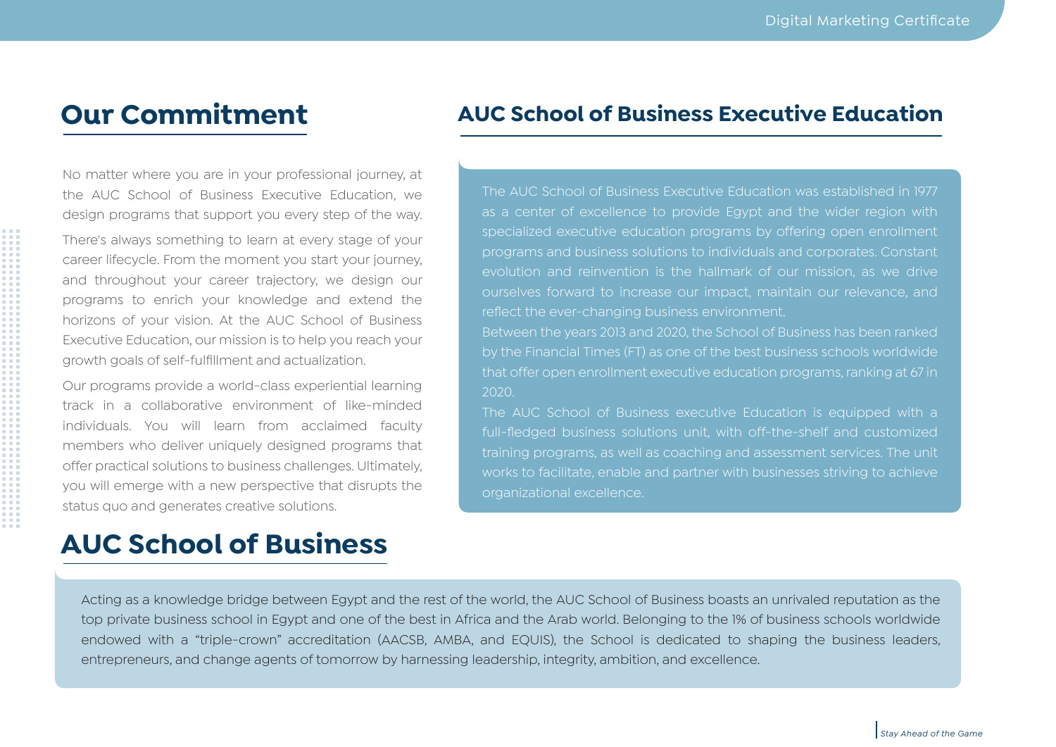## Our Commitment

No matter where you are in your professional journey, at the AUC School of Business Executive Education, we design programs that support you every step of the way.

There's always something to learn at every stage of your career lifecycle. From the moment you start your journey, and throughout your career trajectory, we design our programs to enrich your knowledge and extend the horizons of your vision. At the AUC School of Business Executive Education, our mission is to help you reach your growth goals of self-fulfillment and actualization.

Our programs provide a world-class experiential learning track in a collaborative environment of like-minded individuals. You will learn from acclaimed faculty members who deliver uniquely designed programs that offer practical solutions to business challenges. Ultimately, you will emerge with a new perspective that disrupts the status quo and generates creative solutions.

## AUC School of Business Executive Education

The AUC School of Business Executive Education was established in 1977 as a center of excellence to provide Egypt and the wider region with specialized executive education programs by offering open enrollment programs and business solutions to individuals and corporates. Constant evolution and reinvention is the hallmark of our mission, as we drive ourselves forward to increase our impact, maintain our relevance, and reflect the ever-changing business environment.

Between the years 2013 and 2020, the School of Business has been ranked by the Financial Times (FT) as one of the best business schools worldwide that offer open enrollment executive education programs, ranking at 67 in 2020.

The AUC School of Business executive Education is equipped with a full-fledged business solutions unit, with off-the-shelf and customized training programs, as well as coaching and assessment services. The unit works to facilitate, enable and partner with businesses striving to achieve organizational excellence.

## AUC School of Business

Acting as a knowledge bridge between Egypt and the rest of the world, the AUC School of Business boasts an unrivaled reputation as the top private business school in Egypt and one of the best in Africa and the Arab world. Belonging to the 1% of business schools worldwide endowed with a “triple-crown” accreditation (AACSB, AMBA, and EQUIS), the School is dedicated to shaping the business leaders, entrepreneurs, and change agents of tomorrow by harnessing leadership, integrity, ambition, and excellence.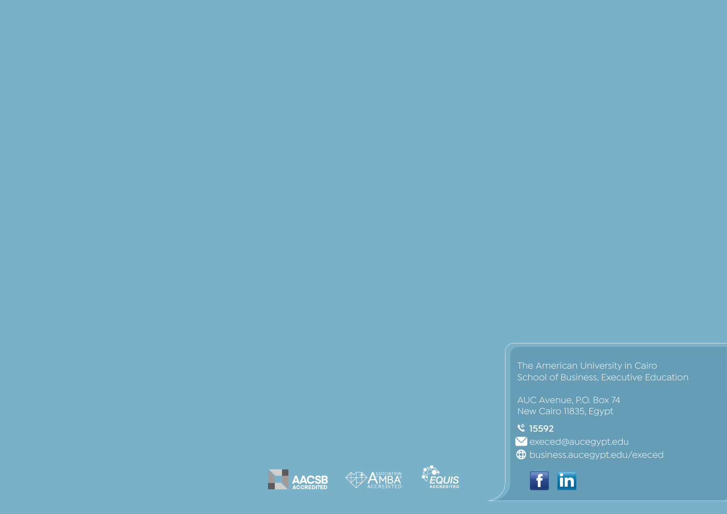AACSB ACCREDITED

ASSOCIATION AMBA ACCREDITED

EQUIS ACCREDITED

The American University in Cairo
School of Business, Executive Education

AUC Avenue, P.O. Box 74
New Cairo 11835, Egypt

15592
execed@aucegypt.edu
business.aucegypt.edu/execed